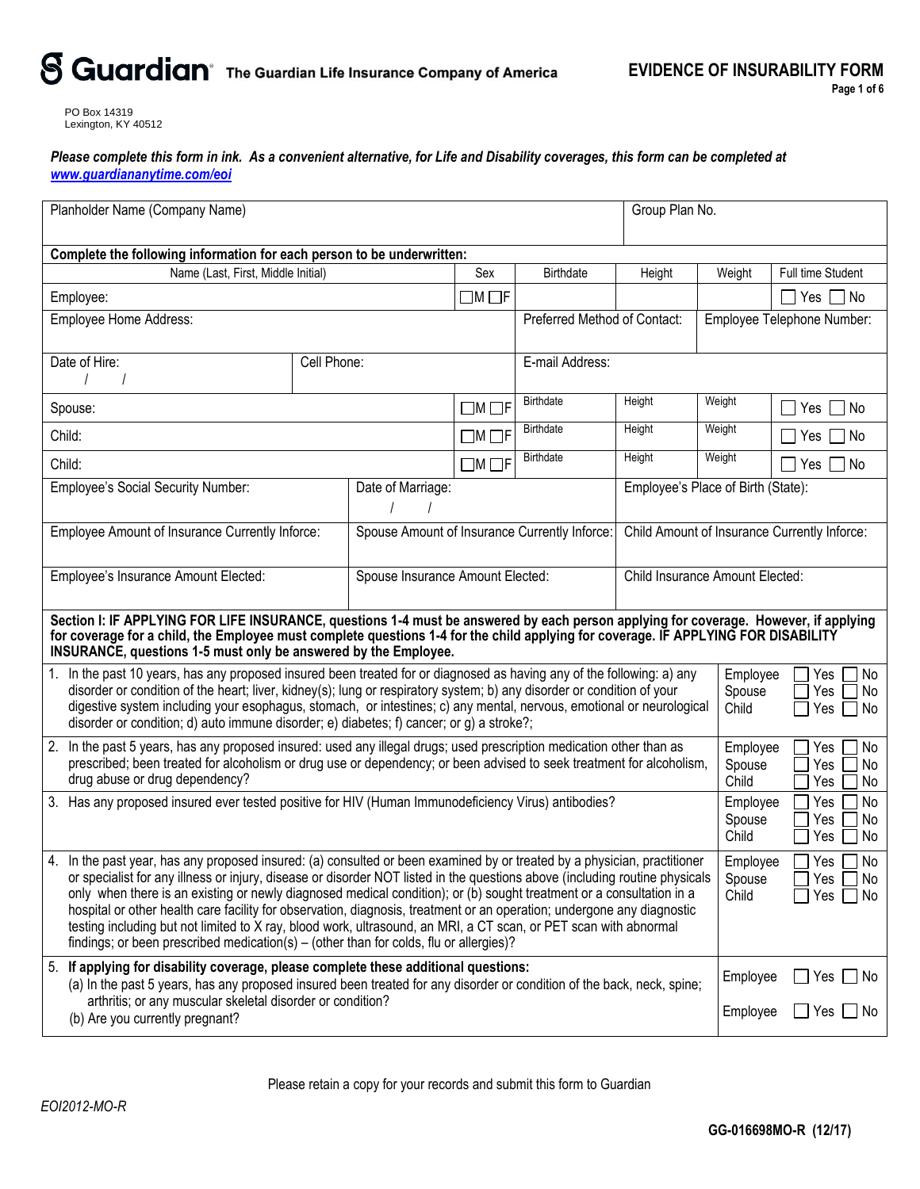# Guardian — The Guardian Life Insurance Company of America

## EVIDENCE OF INSURABILITY FORM

PO Box 14319
Lexington, KY 40512

***Please complete this form in ink. As a convenient alternative, for Life and Disability coverages, this form can be completed at www.guardiananytime.com/eoi***

| Planholder Name (Company Name) | | | | Group Plan No. | | |
|---|---|---|---|---|---|---|
| **Complete the following information for each person to be underwritten:** | | | | | | |
| Name (Last, First, Middle Initial) | Sex | Birthdate | Height | Weight | Full time Student | |
| Employee: | ☐M ☐F | | | | ☐ Yes ☐ No | |
| Employee Home Address: | | Preferred Method of Contact: | | Employee Telephone Number: | | |
| Date of Hire: / / | Cell Phone: | E-mail Address: | | | | |
| Spouse: | ☐M ☐F | Birthdate | Height | Weight | ☐ Yes ☐ No | |
| Child: | ☐M ☐F | Birthdate | Height | Weight | ☐ Yes ☐ No | |
| Child: | ☐M ☐F | Birthdate | Height | Weight | ☐ Yes ☐ No | |
| Employee's Social Security Number: | Date of Marriage: / / | | Employee's Place of Birth (State): | | | |
| Employee Amount of Insurance Currently Inforce: | Spouse Amount of Insurance Currently Inforce: | | Child Amount of Insurance Currently Inforce: | | | |
| Employee's Insurance Amount Elected: | Spouse Insurance Amount Elected: | | Child Insurance Amount Elected: | | | |

**Section I: IF APPLYING FOR LIFE INSURANCE, questions 1-4 must be answered by each person applying for coverage. However, if applying for coverage for a child, the Employee must complete questions 1-4 for the child applying for coverage. IF APPLYING FOR DISABILITY INSURANCE, questions 1-5 must only be answered by the Employee.**

| Question | Person | Answer |
|---|---|---|
| 1. In the past 10 years, has any proposed insured been treated for or diagnosed as having any of the following: a) any disorder or condition of the heart; liver, kidney(s); lung or respiratory system; b) any disorder or condition of your digestive system including your esophagus, stomach, or intestines; c) any mental, nervous, emotional or neurological disorder or condition; d) auto immune disorder; e) diabetes; f) cancer; or g) a stroke?; | Employee<br>Spouse<br>Child | ☐ Yes ☐ No<br>☐ Yes ☐ No<br>☐ Yes ☐ No |
| 2. In the past 5 years, has any proposed insured: used any illegal drugs; used prescription medication other than as prescribed; been treated for alcoholism or drug use or dependency; or been advised to seek treatment for alcoholism, drug abuse or drug dependency? | Employee<br>Spouse<br>Child | ☐ Yes ☐ No<br>☐ Yes ☐ No<br>☐ Yes ☐ No |
| 3. Has any proposed insured ever tested positive for HIV (Human Immunodeficiency Virus) antibodies? | Employee<br>Spouse<br>Child | ☐ Yes ☐ No<br>☐ Yes ☐ No<br>☐ Yes ☐ No |
| 4. In the past year, has any proposed insured: (a) consulted or been examined by or treated by a physician, practitioner or specialist for any illness or injury, disease or disorder NOT listed in the questions above (including routine physicals only when there is an existing or newly diagnosed medical condition); or (b) sought treatment or a consultation in a hospital or other health care facility for observation, diagnosis, treatment or an operation; undergone any diagnostic testing including but not limited to X ray, blood work, ultrasound, an MRI, a CT scan, or PET scan with abnormal findings; or been prescribed medication(s) – (other than for colds, flu or allergies)? | Employee<br>Spouse<br>Child | ☐ Yes ☐ No<br>☐ Yes ☐ No<br>☐ Yes ☐ No |
| 5. **If applying for disability coverage, please complete these additional questions:**<br>(a) In the past 5 years, has any proposed insured been treated for any disorder or condition of the back, neck, spine; arthritis; or any muscular skeletal disorder or condition?<br>(b) Are you currently pregnant? | Employee<br><br>Employee | ☐ Yes ☐ No<br><br>☐ Yes ☐ No |

Please retain a copy for your records and submit this form to Guardian

*EOI2012-MO-R*

**GG-016698MO-R (12/17)**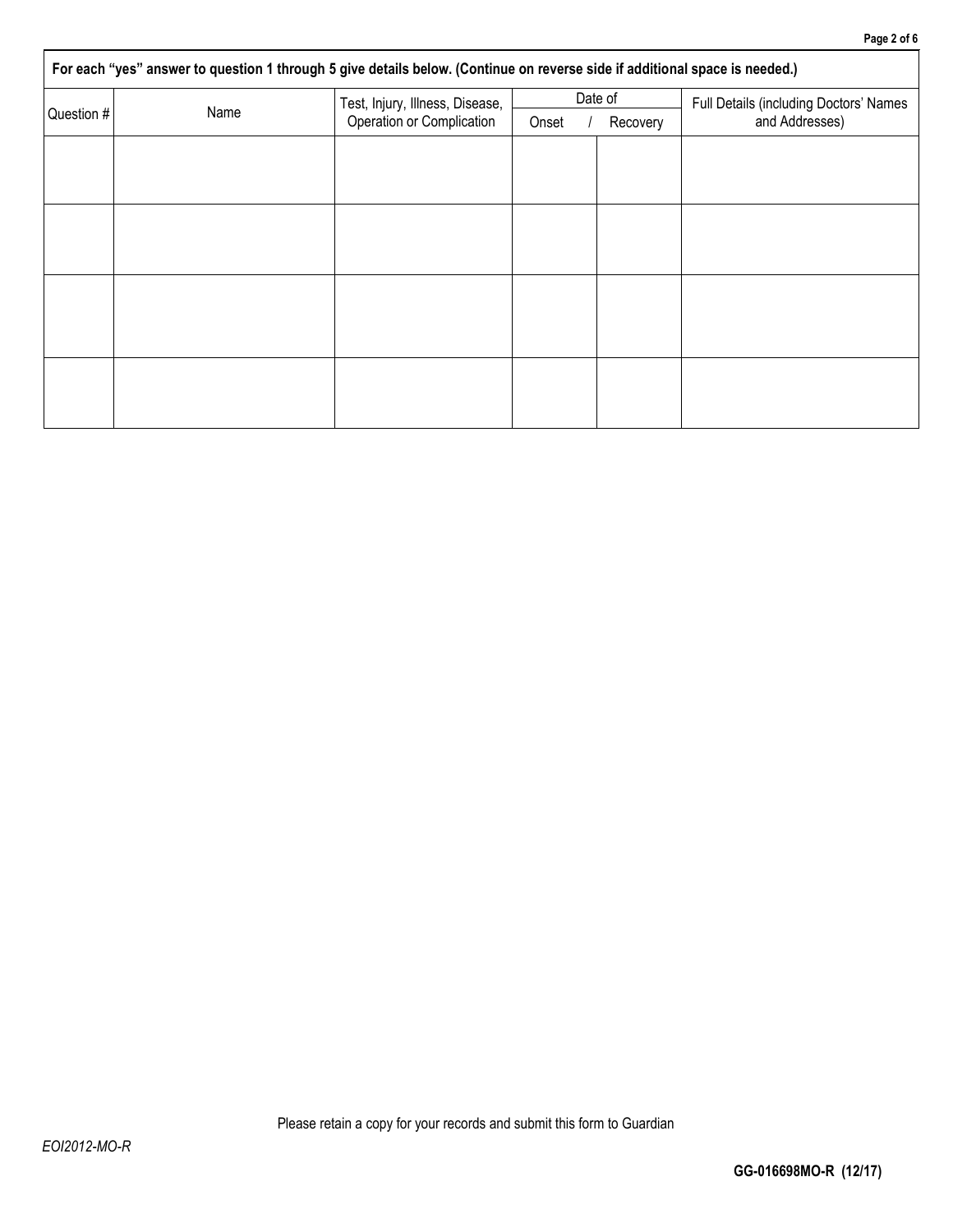**For each "yes" answer to question 1 through 5 give details below. (Continue on reverse side if additional space is needed.)**

| Question # | Name | Test, Injury, Illness, Disease, Operation or Complication | Date of Onset | / Recovery | Full Details (including Doctors' Names and Addresses) |
|---|---|---|---|---|---|
| | | | | | |
| | | | | | |
| | | | | | |
| | | | | | |

Please retain a copy for your records and submit this form to Guardian

*EOI2012-MO-R*

**GG-016698MO-R (12/17)**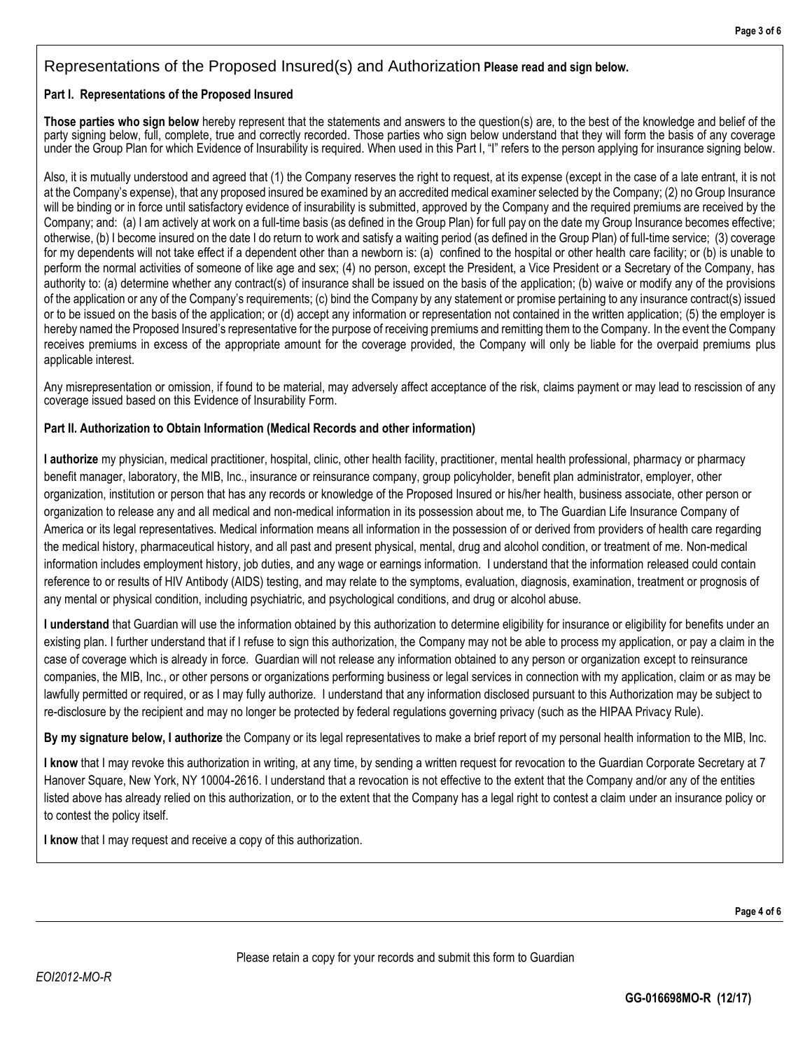## Representations of the Proposed Insured(s) and Authorization **Please read and sign below.**

### Part I. Representations of the Proposed Insured

**Those parties who sign below** hereby represent that the statements and answers to the question(s) are, to the best of the knowledge and belief of the party signing below, full, complete, true and correctly recorded. Those parties who sign below understand that they will form the basis of any coverage under the Group Plan for which Evidence of Insurability is required. When used in this Part I, "I" refers to the person applying for insurance signing below.

Also, it is mutually understood and agreed that (1) the Company reserves the right to request, at its expense (except in the case of a late entrant, it is not at the Company's expense), that any proposed insured be examined by an accredited medical examiner selected by the Company; (2) no Group Insurance will be binding or in force until satisfactory evidence of insurability is submitted, approved by the Company and the required premiums are received by the Company; and: (a) I am actively at work on a full-time basis (as defined in the Group Plan) for full pay on the date my Group Insurance becomes effective; otherwise, (b) I become insured on the date I do return to work and satisfy a waiting period (as defined in the Group Plan) of full-time service; (3) coverage for my dependents will not take effect if a dependent other than a newborn is: (a) confined to the hospital or other health care facility; or (b) is unable to perform the normal activities of someone of like age and sex; (4) no person, except the President, a Vice President or a Secretary of the Company, has authority to: (a) determine whether any contract(s) of insurance shall be issued on the basis of the application; (b) waive or modify any of the provisions of the application or any of the Company's requirements; (c) bind the Company by any statement or promise pertaining to any insurance contract(s) issued or to be issued on the basis of the application; or (d) accept any information or representation not contained in the written application; (5) the employer is hereby named the Proposed Insured's representative for the purpose of receiving premiums and remitting them to the Company. In the event the Company receives premiums in excess of the appropriate amount for the coverage provided, the Company will only be liable for the overpaid premiums plus applicable interest.

Any misrepresentation or omission, if found to be material, may adversely affect acceptance of the risk, claims payment or may lead to rescission of any coverage issued based on this Evidence of Insurability Form.

### Part II. Authorization to Obtain Information (Medical Records and other information)

**I authorize** my physician, medical practitioner, hospital, clinic, other health facility, practitioner, mental health professional, pharmacy or pharmacy benefit manager, laboratory, the MIB, Inc., insurance or reinsurance company, group policyholder, benefit plan administrator, employer, other organization, institution or person that has any records or knowledge of the Proposed Insured or his/her health, business associate, other person or organization to release any and all medical and non-medical information in its possession about me, to The Guardian Life Insurance Company of America or its legal representatives. Medical information means all information in the possession of or derived from providers of health care regarding the medical history, pharmaceutical history, and all past and present physical, mental, drug and alcohol condition, or treatment of me. Non-medical information includes employment history, job duties, and any wage or earnings information. I understand that the information released could contain reference to or results of HIV Antibody (AIDS) testing, and may relate to the symptoms, evaluation, diagnosis, examination, treatment or prognosis of any mental or physical condition, including psychiatric, and psychological conditions, and drug or alcohol abuse.

**I understand** that Guardian will use the information obtained by this authorization to determine eligibility for insurance or eligibility for benefits under an existing plan. I further understand that if I refuse to sign this authorization, the Company may not be able to process my application, or pay a claim in the case of coverage which is already in force. Guardian will not release any information obtained to any person or organization except to reinsurance companies, the MIB, Inc., or other persons or organizations performing business or legal services in connection with my application, claim or as may be lawfully permitted or required, or as I may fully authorize. I understand that any information disclosed pursuant to this Authorization may be subject to re-disclosure by the recipient and may no longer be protected by federal regulations governing privacy (such as the HIPAA Privacy Rule).

**By my signature below, I authorize** the Company or its legal representatives to make a brief report of my personal health information to the MIB, Inc.

**I know** that I may revoke this authorization in writing, at any time, by sending a written request for revocation to the Guardian Corporate Secretary at 7 Hanover Square, New York, NY 10004-2616. I understand that a revocation is not effective to the extent that the Company and/or any of the entities listed above has already relied on this authorization, or to the extent that the Company has a legal right to contest a claim under an insurance policy or to contest the policy itself.

**I know** that I may request and receive a copy of this authorization.

Please retain a copy for your records and submit this form to Guardian

*EOI2012-MO-R*

**GG-016698MO-R (12/17)**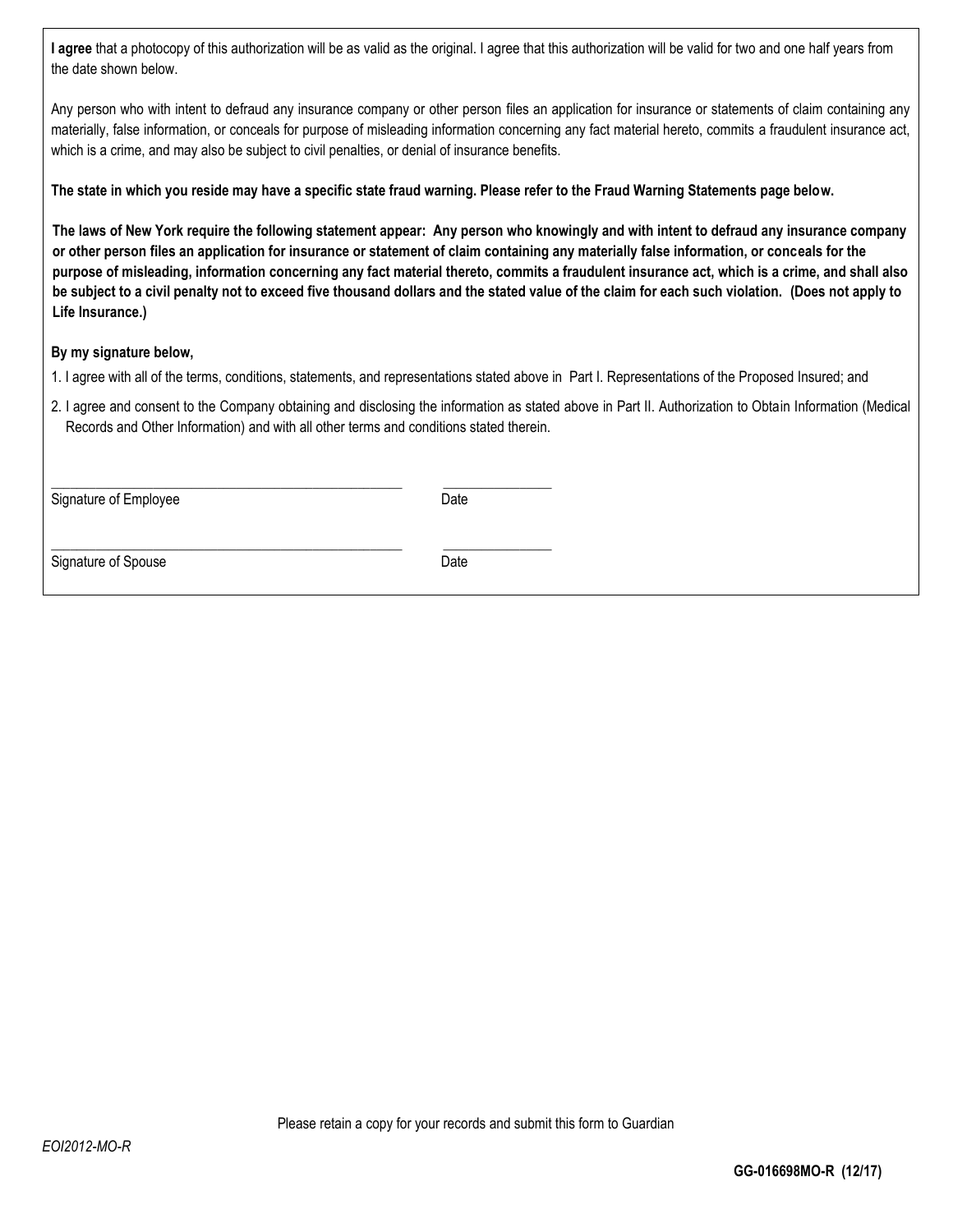**I agree** that a photocopy of this authorization will be as valid as the original. I agree that this authorization will be valid for two and one half years from the date shown below.

Any person who with intent to defraud any insurance company or other person files an application for insurance or statements of claim containing any materially, false information, or conceals for purpose of misleading information concerning any fact material hereto, commits a fraudulent insurance act, which is a crime, and may also be subject to civil penalties, or denial of insurance benefits.

**The state in which you reside may have a specific state fraud warning. Please refer to the Fraud Warning Statements page below.**

**The laws of New York require the following statement appear: Any person who knowingly and with intent to defraud any insurance company or other person files an application for insurance or statement of claim containing any materially false information, or conceals for the purpose of misleading, information concerning any fact material thereto, commits a fraudulent insurance act, which is a crime, and shall also be subject to a civil penalty not to exceed five thousand dollars and the stated value of the claim for each such violation. (Does not apply to Life Insurance.)**

**By my signature below,**

1. I agree with all of the terms, conditions, statements, and representations stated above in Part I. Representations of the Proposed Insured; and
2. I agree and consent to the Company obtaining and disclosing the information as stated above in Part II. Authorization to Obtain Information (Medical Records and Other Information) and with all other terms and conditions stated therein.

\_\_\_\_\_\_\_\_\_\_\_\_\_\_\_\_\_\_\_\_\_\_\_\_\_\_\_\_\_\_\_\_\_\_\_\_\_\_\_\_ \_\_\_\_\_\_\_\_\_\_\_\_\_\_\_
Signature of Employee Date

\_\_\_\_\_\_\_\_\_\_\_\_\_\_\_\_\_\_\_\_\_\_\_\_\_\_\_\_\_\_\_\_\_\_\_\_\_\_\_\_ \_\_\_\_\_\_\_\_\_\_\_\_\_\_\_
Signature of Spouse Date

Please retain a copy for your records and submit this form to Guardian

*EOI2012-MO-R*

**GG-016698MO-R (12/17)**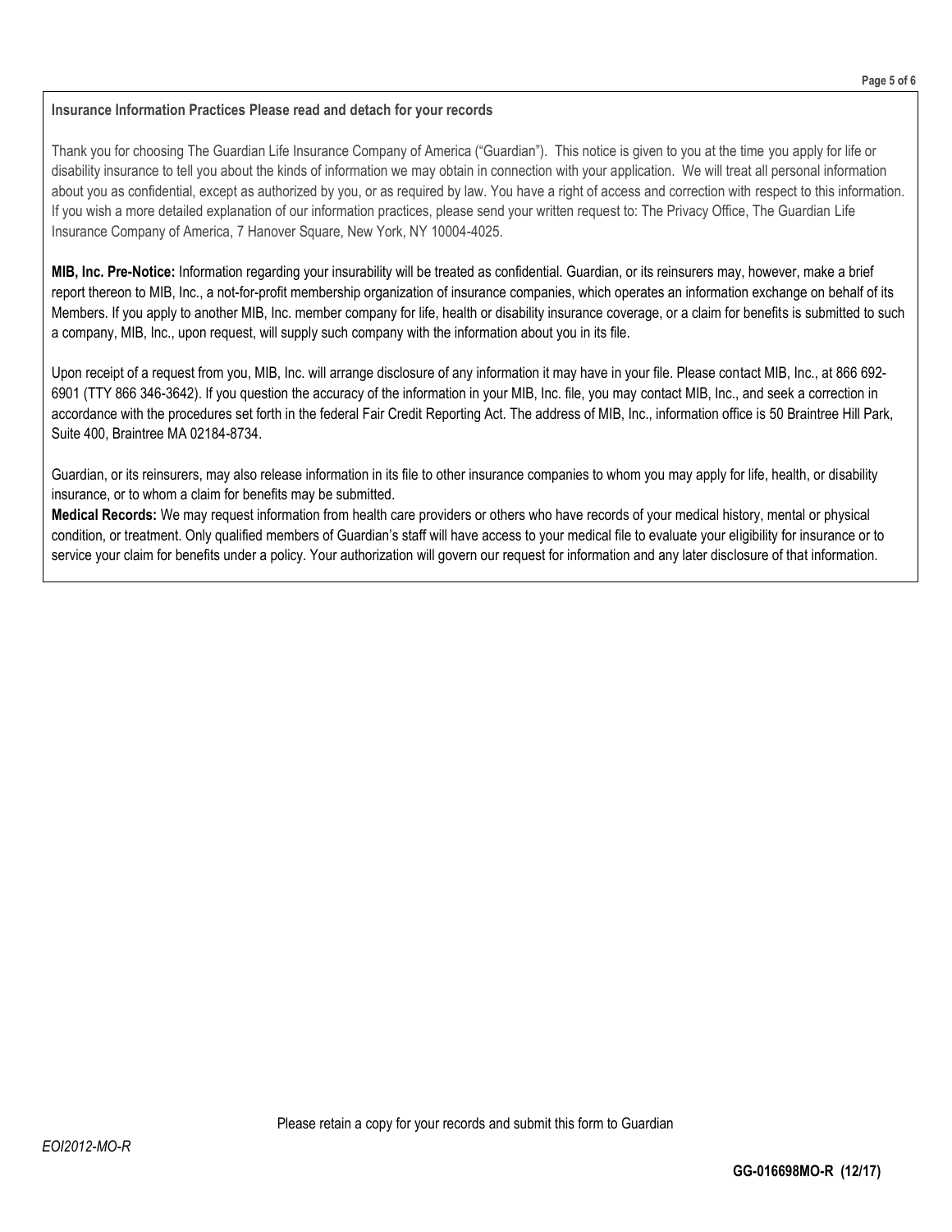**Insurance Information Practices Please read and detach for your records**

Thank you for choosing The Guardian Life Insurance Company of America ("Guardian"). This notice is given to you at the time you apply for life or disability insurance to tell you about the kinds of information we may obtain in connection with your application. We will treat all personal information about you as confidential, except as authorized by you, or as required by law. You have a right of access and correction with respect to this information. If you wish a more detailed explanation of our information practices, please send your written request to: The Privacy Office, The Guardian Life Insurance Company of America, 7 Hanover Square, New York, NY 10004-4025.

**MIB, Inc. Pre-Notice:** Information regarding your insurability will be treated as confidential. Guardian, or its reinsurers may, however, make a brief report thereon to MIB, Inc., a not-for-profit membership organization of insurance companies, which operates an information exchange on behalf of its Members. If you apply to another MIB, Inc. member company for life, health or disability insurance coverage, or a claim for benefits is submitted to such a company, MIB, Inc., upon request, will supply such company with the information about you in its file.

Upon receipt of a request from you, MIB, Inc. will arrange disclosure of any information it may have in your file. Please contact MIB, Inc., at 866 692-6901 (TTY 866 346-3642). If you question the accuracy of the information in your MIB, Inc. file, you may contact MIB, Inc., and seek a correction in accordance with the procedures set forth in the federal Fair Credit Reporting Act. The address of MIB, Inc., information office is 50 Braintree Hill Park, Suite 400, Braintree MA 02184-8734.

Guardian, or its reinsurers, may also release information in its file to other insurance companies to whom you may apply for life, health, or disability insurance, or to whom a claim for benefits may be submitted.

**Medical Records:** We may request information from health care providers or others who have records of your medical history, mental or physical condition, or treatment. Only qualified members of Guardian's staff will have access to your medical file to evaluate your eligibility for insurance or to service your claim for benefits under a policy. Your authorization will govern our request for information and any later disclosure of that information.

Please retain a copy for your records and submit this form to Guardian

*EOI2012-MO-R*

**GG-016698MO-R (12/17)**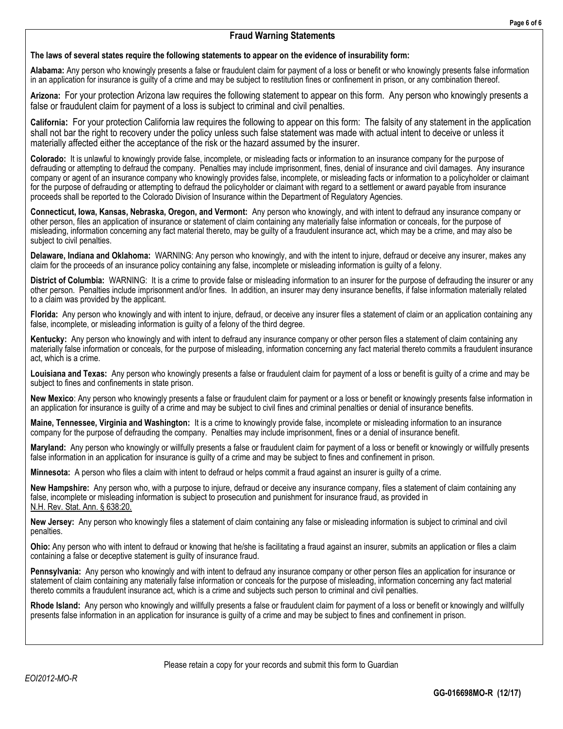## Fraud Warning Statements

**The laws of several states require the following statements to appear on the evidence of insurability form:**

**Alabama:** Any person who knowingly presents a false or fraudulent claim for payment of a loss or benefit or who knowingly presents false information in an application for insurance is guilty of a crime and may be subject to restitution fines or confinement in prison, or any combination thereof.

**Arizona:** For your protection Arizona law requires the following statement to appear on this form. Any person who knowingly presents a false or fraudulent claim for payment of a loss is subject to criminal and civil penalties.

**California:** For your protection California law requires the following to appear on this form: The falsity of any statement in the application shall not bar the right to recovery under the policy unless such false statement was made with actual intent to deceive or unless it materially affected either the acceptance of the risk or the hazard assumed by the insurer.

**Colorado:** It is unlawful to knowingly provide false, incomplete, or misleading facts or information to an insurance company for the purpose of defrauding or attempting to defraud the company. Penalties may include imprisonment, fines, denial of insurance and civil damages. Any insurance company or agent of an insurance company who knowingly provides false, incomplete, or misleading facts or information to a policyholder or claimant for the purpose of defrauding or attempting to defraud the policyholder or claimant with regard to a settlement or award payable from insurance proceeds shall be reported to the Colorado Division of Insurance within the Department of Regulatory Agencies.

**Connecticut, Iowa, Kansas, Nebraska, Oregon, and Vermont:** Any person who knowingly, and with intent to defraud any insurance company or other person, files an application of insurance or statement of claim containing any materially false information or conceals, for the purpose of misleading, information concerning any fact material thereto, may be guilty of a fraudulent insurance act, which may be a crime, and may also be subject to civil penalties.

**Delaware, Indiana and Oklahoma:** WARNING: Any person who knowingly, and with the intent to injure, defraud or deceive any insurer, makes any claim for the proceeds of an insurance policy containing any false, incomplete or misleading information is guilty of a felony.

**District of Columbia:** WARNING: It is a crime to provide false or misleading information to an insurer for the purpose of defrauding the insurer or any other person. Penalties include imprisonment and/or fines. In addition, an insurer may deny insurance benefits, if false information materially related to a claim was provided by the applicant.

**Florida:** Any person who knowingly and with intent to injure, defraud, or deceive any insurer files a statement of claim or an application containing any false, incomplete, or misleading information is guilty of a felony of the third degree.

**Kentucky:** Any person who knowingly and with intent to defraud any insurance company or other person files a statement of claim containing any materially false information or conceals, for the purpose of misleading, information concerning any fact material thereto commits a fraudulent insurance act, which is a crime.

**Louisiana and Texas:** Any person who knowingly presents a false or fraudulent claim for payment of a loss or benefit is guilty of a crime and may be subject to fines and confinements in state prison.

**New Mexico**: Any person who knowingly presents a false or fraudulent claim for payment or a loss or benefit or knowingly presents false information in an application for insurance is guilty of a crime and may be subject to civil fines and criminal penalties or denial of insurance benefits.

**Maine, Tennessee, Virginia and Washington:** It is a crime to knowingly provide false, incomplete or misleading information to an insurance company for the purpose of defrauding the company. Penalties may include imprisonment, fines or a denial of insurance benefit.

**Maryland:** Any person who knowingly or willfully presents a false or fraudulent claim for payment of a loss or benefit or knowingly or willfully presents false information in an application for insurance is guilty of a crime and may be subject to fines and confinement in prison.

**Minnesota:** A person who files a claim with intent to defraud or helps commit a fraud against an insurer is guilty of a crime.

**New Hampshire:** Any person who, with a purpose to injure, defraud or deceive any insurance company, files a statement of claim containing any false, incomplete or misleading information is subject to prosecution and punishment for insurance fraud, as provided in N.H. Rev. Stat. Ann. § 638:20.

**New Jersey:** Any person who knowingly files a statement of claim containing any false or misleading information is subject to criminal and civil penalties.

**Ohio:** Any person who with intent to defraud or knowing that he/she is facilitating a fraud against an insurer, submits an application or files a claim containing a false or deceptive statement is guilty of insurance fraud.

**Pennsylvania:** Any person who knowingly and with intent to defraud any insurance company or other person files an application for insurance or statement of claim containing any materially false information or conceals for the purpose of misleading, information concerning any fact material thereto commits a fraudulent insurance act, which is a crime and subjects such person to criminal and civil penalties.

**Rhode Island:** Any person who knowingly and willfully presents a false or fraudulent claim for payment of a loss or benefit or knowingly and willfully presents false information in an application for insurance is guilty of a crime and may be subject to fines and confinement in prison.

Please retain a copy for your records and submit this form to Guardian

*EOI2012-MO-R*

**GG-016698MO-R (12/17)**